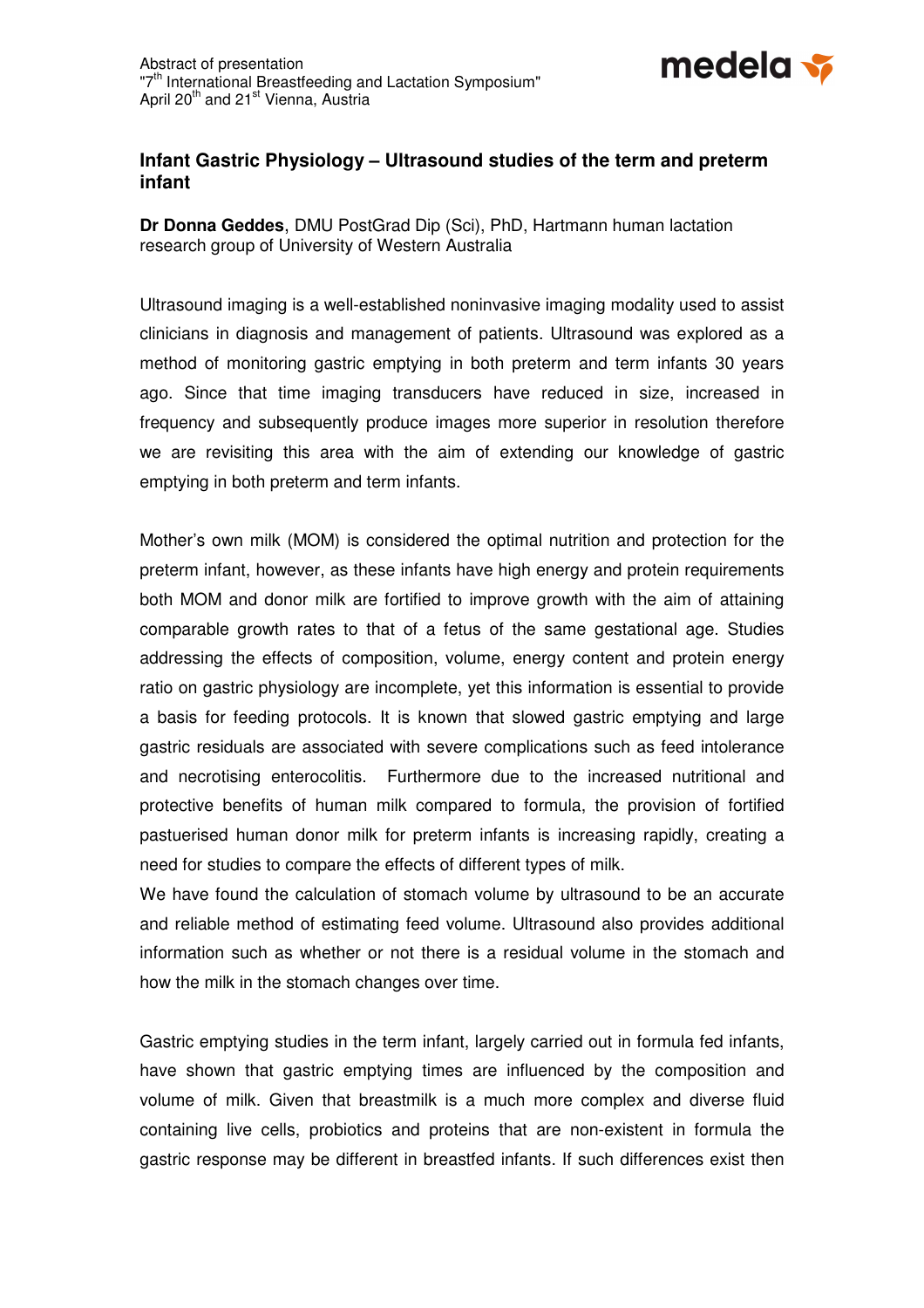Abstract of presentation
"7th International Breastfeeding and Lactation Symposium"
April 20th and 21st Vienna, Austria

## Infant Gastric Physiology – Ultrasound studies of the term and preterm infant

**Dr Donna Geddes**, DMU PostGrad Dip (Sci), PhD, Hartmann human lactation research group of University of Western Australia

Ultrasound imaging is a well-established noninvasive imaging modality used to assist clinicians in diagnosis and management of patients. Ultrasound was explored as a method of monitoring gastric emptying in both preterm and term infants 30 years ago. Since that time imaging transducers have reduced in size, increased in frequency and subsequently produce images more superior in resolution therefore we are revisiting this area with the aim of extending our knowledge of gastric emptying in both preterm and term infants.

Mother's own milk (MOM) is considered the optimal nutrition and protection for the preterm infant, however, as these infants have high energy and protein requirements both MOM and donor milk are fortified to improve growth with the aim of attaining comparable growth rates to that of a fetus of the same gestational age. Studies addressing the effects of composition, volume, energy content and protein energy ratio on gastric physiology are incomplete, yet this information is essential to provide a basis for feeding protocols. It is known that slowed gastric emptying and large gastric residuals are associated with severe complications such as feed intolerance and necrotising enterocolitis. Furthermore due to the increased nutritional and protective benefits of human milk compared to formula, the provision of fortified pastuerised human donor milk for preterm infants is increasing rapidly, creating a need for studies to compare the effects of different types of milk.
We have found the calculation of stomach volume by ultrasound to be an accurate and reliable method of estimating feed volume. Ultrasound also provides additional information such as whether or not there is a residual volume in the stomach and how the milk in the stomach changes over time.

Gastric emptying studies in the term infant, largely carried out in formula fed infants, have shown that gastric emptying times are influenced by the composition and volume of milk. Given that breastmilk is a much more complex and diverse fluid containing live cells, probiotics and proteins that are non-existent in formula the gastric response may be different in breastfed infants. If such differences exist then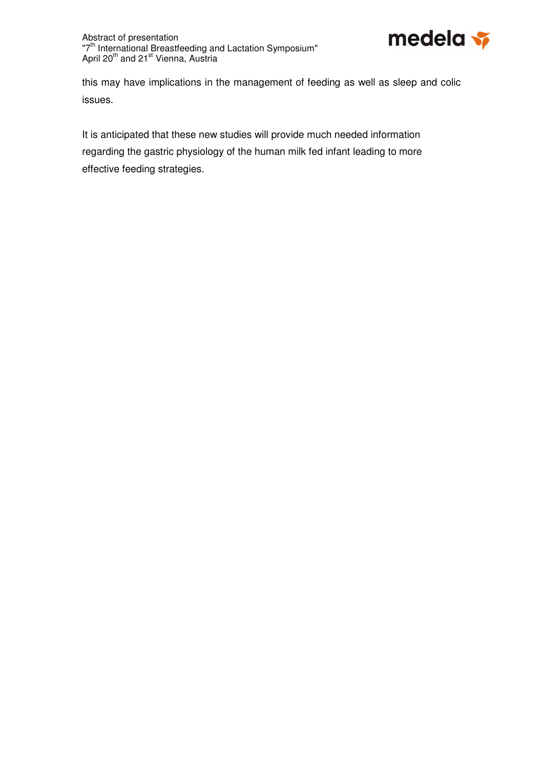this may have implications in the management of feeding as well as sleep and colic issues.

It is anticipated that these new studies will provide much needed information regarding the gastric physiology of the human milk fed infant leading to more effective feeding strategies.